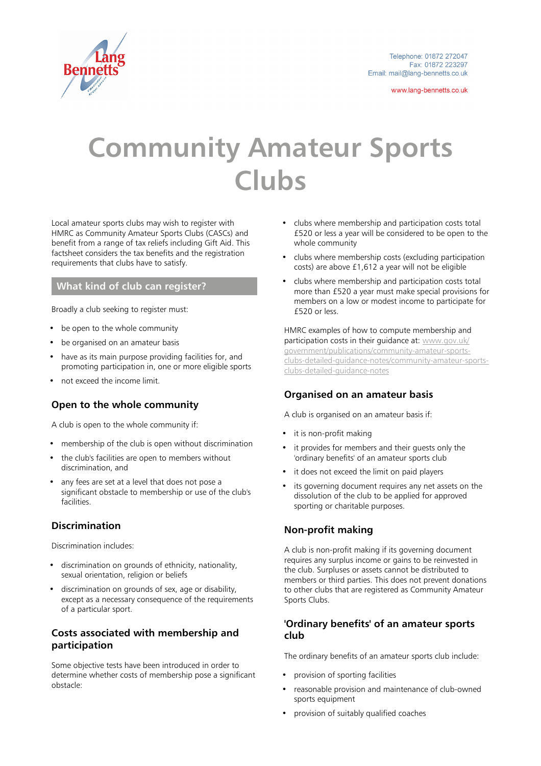# Community Amateur Sports Clubs

Local amateur sports clubs may wish to register with HMRC as Community Amateur Sports Clubs (CASCs) and benefit from a range of tax reliefs including Gift Aid. This factsheet considers the tax benefits and the registration requirements that clubs have to satisfy.

## What kind of club can register?

Broadly a club seeking to register must:

- be open to the whole community
- be organised on an amateur basis
- have as its main purpose providing facilities for, and promoting participation in, one or more eligible sports
- not exceed the income limit.

### Open to the whole community

A club is open to the whole community if:

- membership of the club is open without discrimination
- the club's facilities are open to members without discrimination, and
- any fees are set at a level that does not pose a significant obstacle to membership or use of the club's facilities.

### Discrimination

Discrimination includes:

- discrimination on grounds of ethnicity, nationality, sexual orientation, religion or beliefs
- discrimination on grounds of sex, age or disability, except as a necessary consequence of the requirements of a particular sport.

### Costs associated with membership and participation

Some objective tests have been introduced in order to determine whether costs of membership pose a significant obstacle:

- clubs where membership and participation costs total £520 or less a year will be considered to be open to the whole community
- clubs where membership costs (excluding participation costs) are above £1,612 a year will not be eligible
- clubs where membership and participation costs total more than £520 a year must make special provisions for members on a low or modest income to participate for £520 or less.

HMRC examples of how to compute membership and participation costs in their guidance at: www.gov.uk/government/publications/community-amateur-sports-clubs-detailed-guidance-notes/community-amateur-sports-clubs-detailed-guidance-notes

### Organised on an amateur basis

A club is organised on an amateur basis if:

- it is non-profit making
- it provides for members and their guests only the 'ordinary benefits' of an amateur sports club
- it does not exceed the limit on paid players
- its governing document requires any net assets on the dissolution of the club to be applied for approved sporting or charitable purposes.

### Non-profit making

A club is non-profit making if its governing document requires any surplus income or gains to be reinvested in the club. Surpluses or assets cannot be distributed to members or third parties. This does not prevent donations to other clubs that are registered as Community Amateur Sports Clubs.

### 'Ordinary benefits' of an amateur sports club

The ordinary benefits of an amateur sports club include:

- provision of sporting facilities
- reasonable provision and maintenance of club-owned sports equipment
- provision of suitably qualified coaches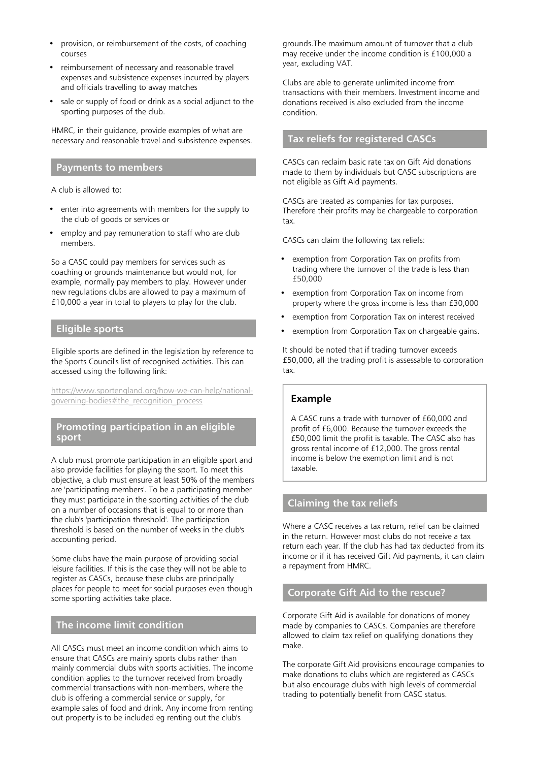- provision, or reimbursement of the costs, of coaching courses
- reimbursement of necessary and reasonable travel expenses and subsistence expenses incurred by players and officials travelling to away matches
- sale or supply of food or drink as a social adjunct to the sporting purposes of the club.

HMRC, in their guidance, provide examples of what are necessary and reasonable travel and subsistence expenses.

## Payments to members

A club is allowed to:

- enter into agreements with members for the supply to the club of goods or services or
- employ and pay remuneration to staff who are club members.

So a CASC could pay members for services such as coaching or grounds maintenance but would not, for example, normally pay members to play. However under new regulations clubs are allowed to pay a maximum of £10,000 a year in total to players to play for the club.

## Eligible sports

Eligible sports are defined in the legislation by reference to the Sports Council's list of recognised activities. This can accessed using the following link:

https://www.sportengland.org/how-we-can-help/national-governing-bodies#the_recognition_process

## Promoting participation in an eligible sport

A club must promote participation in an eligible sport and also provide facilities for playing the sport. To meet this objective, a club must ensure at least 50% of the members are 'participating members'. To be a participating member they must participate in the sporting activities of the club on a number of occasions that is equal to or more than the club's 'participation threshold'. The participation threshold is based on the number of weeks in the club's accounting period.

Some clubs have the main purpose of providing social leisure facilities. If this is the case they will not be able to register as CASCs, because these clubs are principally places for people to meet for social purposes even though some sporting activities take place.

## The income limit condition

All CASCs must meet an income condition which aims to ensure that CASCs are mainly sports clubs rather than mainly commercial clubs with sports activities. The income condition applies to the turnover received from broadly commercial transactions with non-members, where the club is offering a commercial service or supply, for example sales of food and drink. Any income from renting out property is to be included eg renting out the club's grounds.The maximum amount of turnover that a club may receive under the income condition is £100,000 a year, excluding VAT.

Clubs are able to generate unlimited income from transactions with their members. Investment income and donations received is also excluded from the income condition.

## Tax reliefs for registered CASCs

CASCs can reclaim basic rate tax on Gift Aid donations made to them by individuals but CASC subscriptions are not eligible as Gift Aid payments.

CASCs are treated as companies for tax purposes. Therefore their profits may be chargeable to corporation tax.

CASCs can claim the following tax reliefs:

- exemption from Corporation Tax on profits from trading where the turnover of the trade is less than £50,000
- exemption from Corporation Tax on income from property where the gross income is less than £30,000
- exemption from Corporation Tax on interest received
- exemption from Corporation Tax on chargeable gains.

It should be noted that if trading turnover exceeds £50,000, all the trading profit is assessable to corporation tax.

### Example

A CASC runs a trade with turnover of £60,000 and profit of £6,000. Because the turnover exceeds the £50,000 limit the profit is taxable. The CASC also has gross rental income of £12,000. The gross rental income is below the exemption limit and is not taxable.

## Claiming the tax reliefs

Where a CASC receives a tax return, relief can be claimed in the return. However most clubs do not receive a tax return each year. If the club has had tax deducted from its income or if it has received Gift Aid payments, it can claim a repayment from HMRC.

## Corporate Gift Aid to the rescue?

Corporate Gift Aid is available for donations of money made by companies to CASCs. Companies are therefore allowed to claim tax relief on qualifying donations they make.

The corporate Gift Aid provisions encourage companies to make donations to clubs which are registered as CASCs but also encourage clubs with high levels of commercial trading to potentially benefit from CASC status.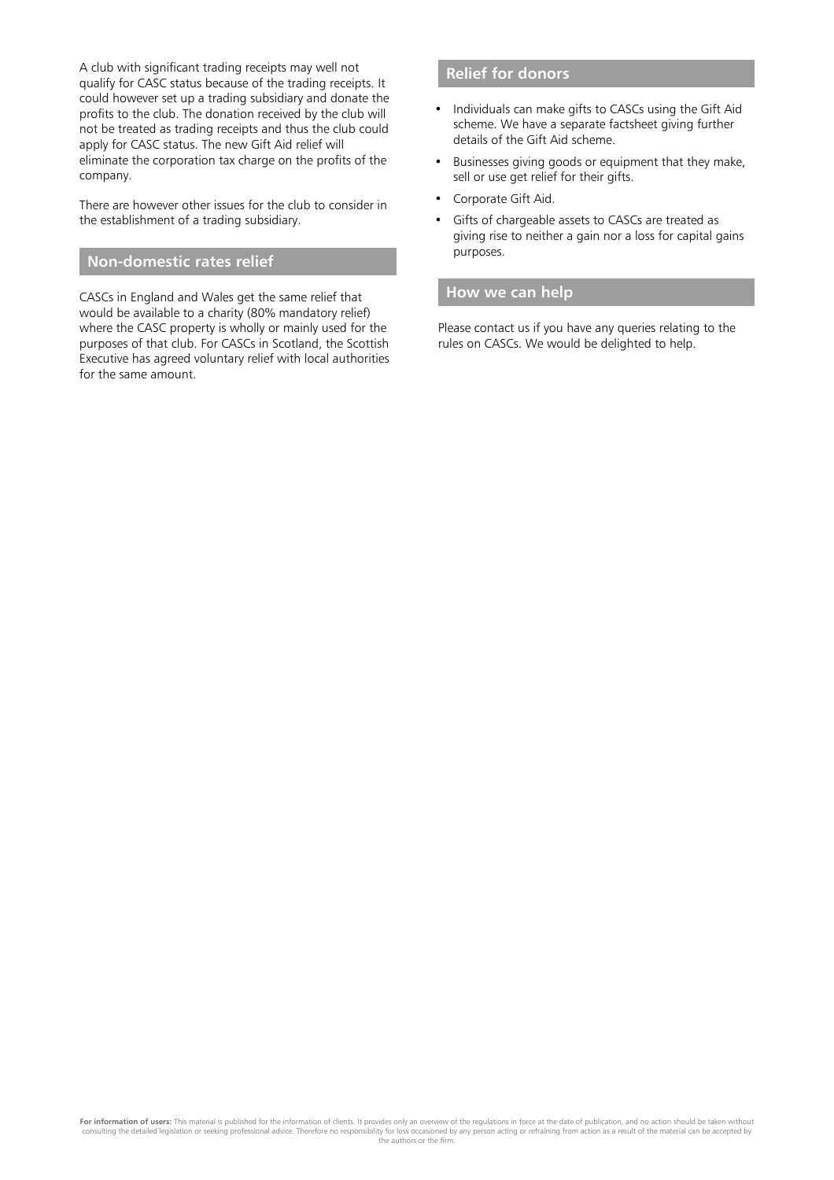A club with significant trading receipts may well not qualify for CASC status because of the trading receipts. It could however set up a trading subsidiary and donate the profits to the club. The donation received by the club will not be treated as trading receipts and thus the club could apply for CASC status. The new Gift Aid relief will eliminate the corporation tax charge on the profits of the company.

There are however other issues for the club to consider in the establishment of a trading subsidiary.

## Non-domestic rates relief

CASCs in England and Wales get the same relief that would be available to a charity (80% mandatory relief) where the CASC property is wholly or mainly used for the purposes of that club. For CASCs in Scotland, the Scottish Executive has agreed voluntary relief with local authorities for the same amount.

## Relief for donors

- Individuals can make gifts to CASCs using the Gift Aid scheme. We have a separate factsheet giving further details of the Gift Aid scheme.
- Businesses giving goods or equipment that they make, sell or use get relief for their gifts.
- Corporate Gift Aid.
- Gifts of chargeable assets to CASCs are treated as giving rise to neither a gain nor a loss for capital gains purposes.

## How we can help

Please contact us if you have any queries relating to the rules on CASCs. We would be delighted to help.

**For information of users:** This material is published for the information of clients. It provides only an overview of the regulations in force at the date of publication, and no action should be taken without consulting the detailed legislation or seeking professional advice. Therefore no responsibility for loss occasioned by any person acting or refraining from action as a result of the material can be accepted by the authors or the firm.